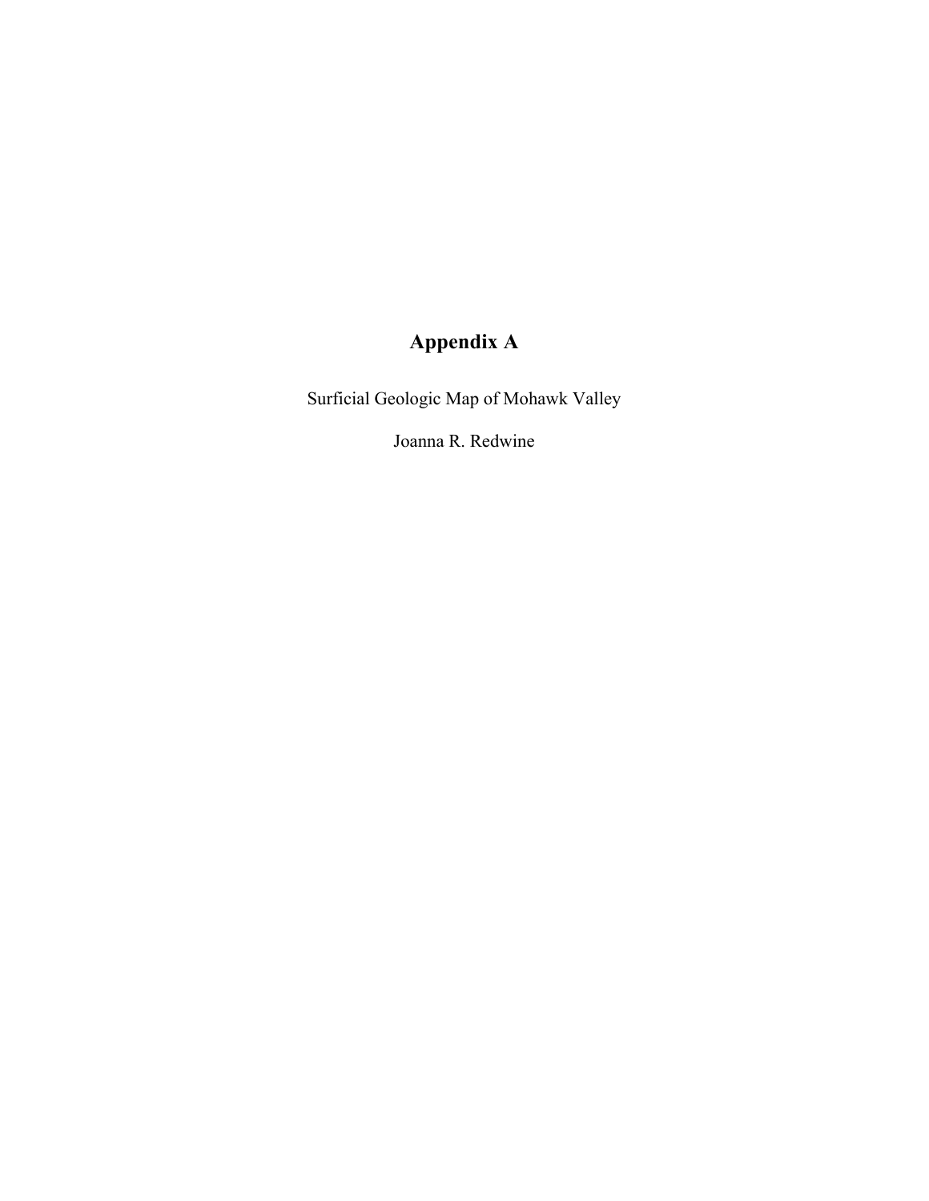# Appendix A

Surficial Geologic Map of Mohawk Valley

Joanna R. Redwine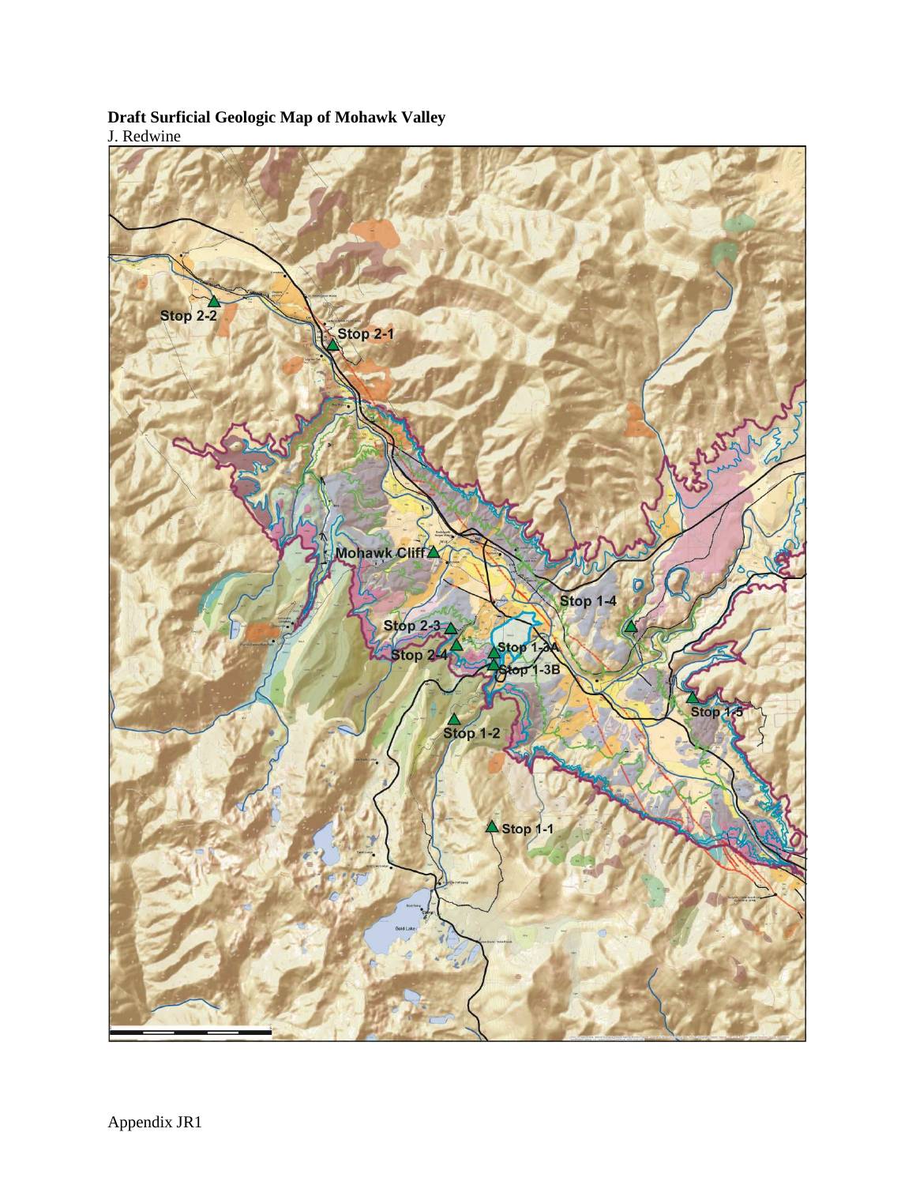**Draft Surficial Geologic Map of Mohawk Valley**
J. Redwine

Appendix JR1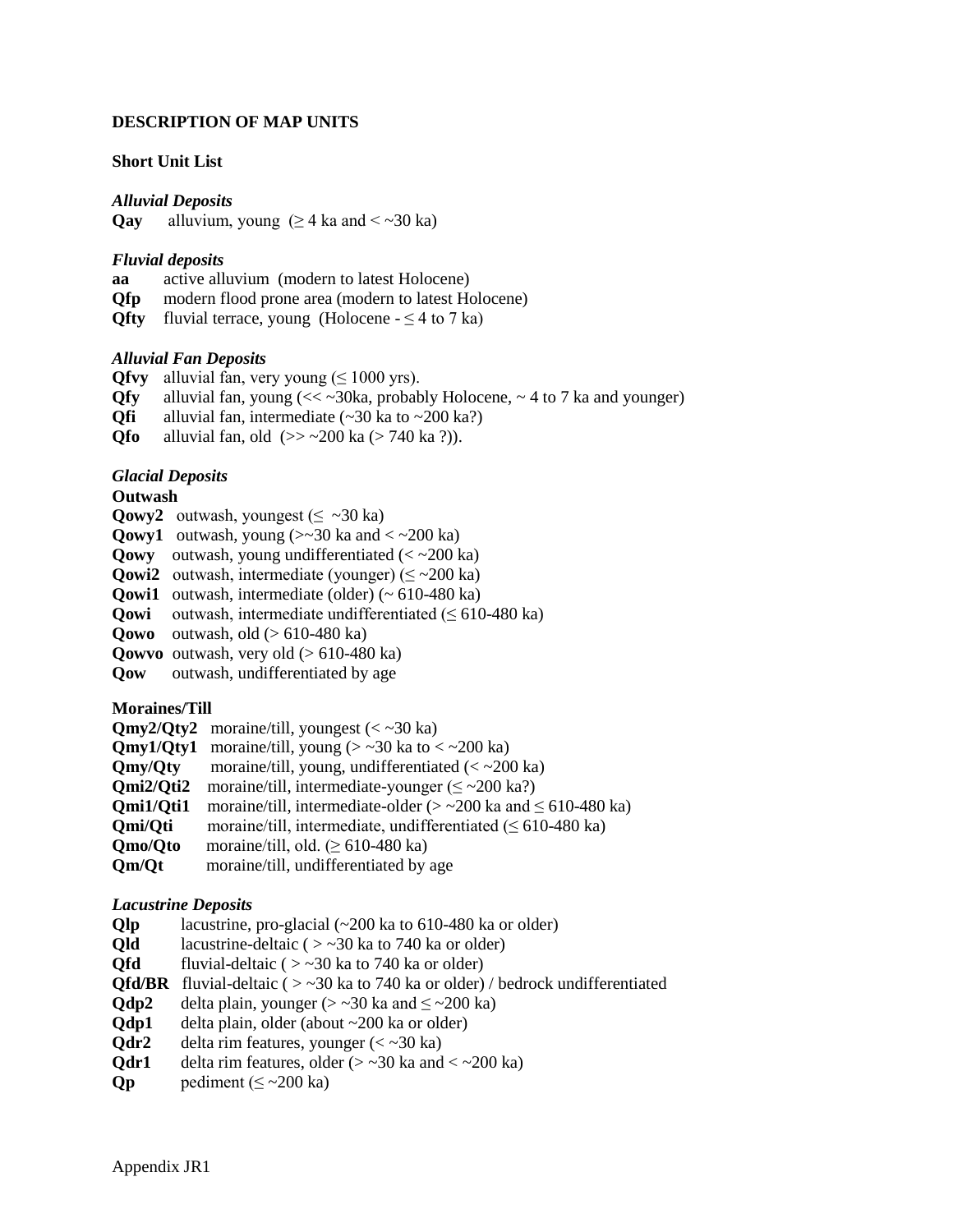## DESCRIPTION OF MAP UNITS

### Short Unit List

***Alluvial Deposits***

**Qay** alluvium, young (≥ 4 ka and < ~30 ka)

***Fluvial deposits***

**aa** active alluvium (modern to latest Holocene)
**Qfp** modern flood prone area (modern to latest Holocene)
**Qfty** fluvial terrace, young (Holocene - ≤ 4 to 7 ka)

***Alluvial Fan Deposits***

**Qfvy** alluvial fan, very young (≤ 1000 yrs).
**Qfy** alluvial fan, young (<< ~30ka, probably Holocene, ~ 4 to 7 ka and younger)
**Qfi** alluvial fan, intermediate (~30 ka to ~200 ka?)
**Qfo** alluvial fan, old (>> ~200 ka (> 740 ka ?)).

***Glacial Deposits***

**Outwash**

**Qowy2** outwash, youngest (≤ ~30 ka)
**Qowy1** outwash, young (>~30 ka and < ~200 ka)
**Qowy** outwash, young undifferentiated (< ~200 ka)
**Qowi2** outwash, intermediate (younger) (≤ ~200 ka)
**Qowi1** outwash, intermediate (older) (~ 610-480 ka)
**Qowi** outwash, intermediate undifferentiated (≤ 610-480 ka)
**Qowo** outwash, old (> 610-480 ka)
**Qowvo** outwash, very old (> 610-480 ka)
**Qow** outwash, undifferentiated by age

**Moraines/Till**

**Qmy2/Qty2** moraine/till, youngest (< ~30 ka)
**Qmy1/Qty1** moraine/till, young (> ~30 ka to < ~200 ka)
**Qmy/Qty** moraine/till, young, undifferentiated (< ~200 ka)
**Qmi2/Qti2** moraine/till, intermediate-younger (≤ ~200 ka?)
**Qmi1/Qti1** moraine/till, intermediate-older (> ~200 ka and ≤ 610-480 ka)
**Qmi/Qti** moraine/till, intermediate, undifferentiated (≤ 610-480 ka)
**Qmo/Qto** moraine/till, old. (≥ 610-480 ka)
**Qm/Qt** moraine/till, undifferentiated by age

***Lacustrine Deposits***

**Qlp** lacustrine, pro-glacial (~200 ka to 610-480 ka or older)
**Qld** lacustrine-deltaic ( > ~30 ka to 740 ka or older)
**Qfd** fluvial-deltaic ( > ~30 ka to 740 ka or older)
**Qfd/BR** fluvial-deltaic ( > ~30 ka to 740 ka or older) / bedrock undifferentiated
**Qdp2** delta plain, younger (> ~30 ka and ≤ ~200 ka)
**Qdp1** delta plain, older (about ~200 ka or older)
**Qdr2** delta rim features, younger (< ~30 ka)
**Qdr1** delta rim features, older (> ~30 ka and < ~200 ka)
**Qp** pediment (≤ ~200 ka)

Appendix JR1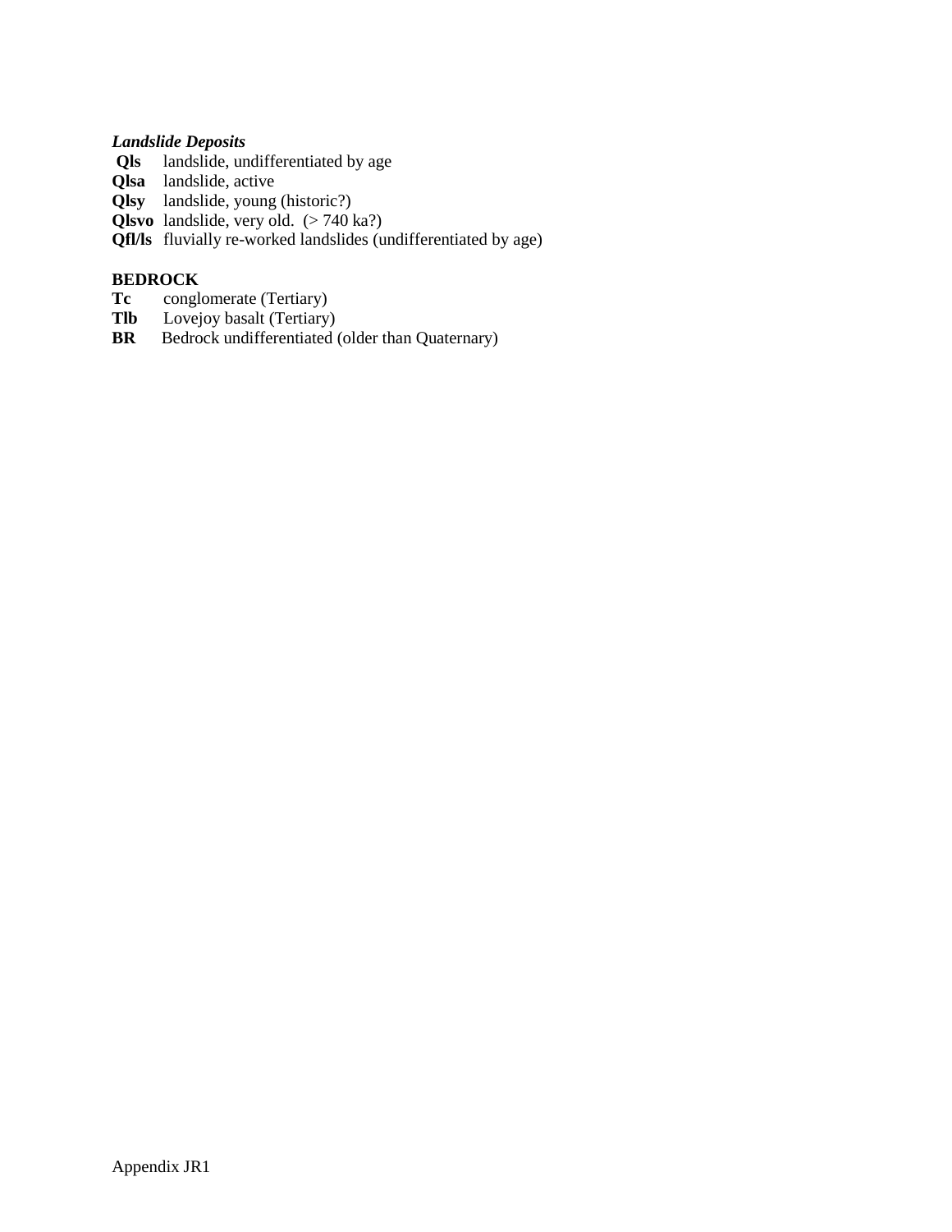***Landslide Deposits***

**Qls** landslide, undifferentiated by age
**Qlsa** landslide, active
**Qlsy** landslide, young (historic?)
**Qlsvo** landslide, very old. (> 740 ka?)
**Qfl/ls** fluvially re-worked landslides (undifferentiated by age)

**BEDROCK**

**Tc** conglomerate (Tertiary)
**Tlb** Lovejoy basalt (Tertiary)
**BR** Bedrock undifferentiated (older than Quaternary)

Appendix JR1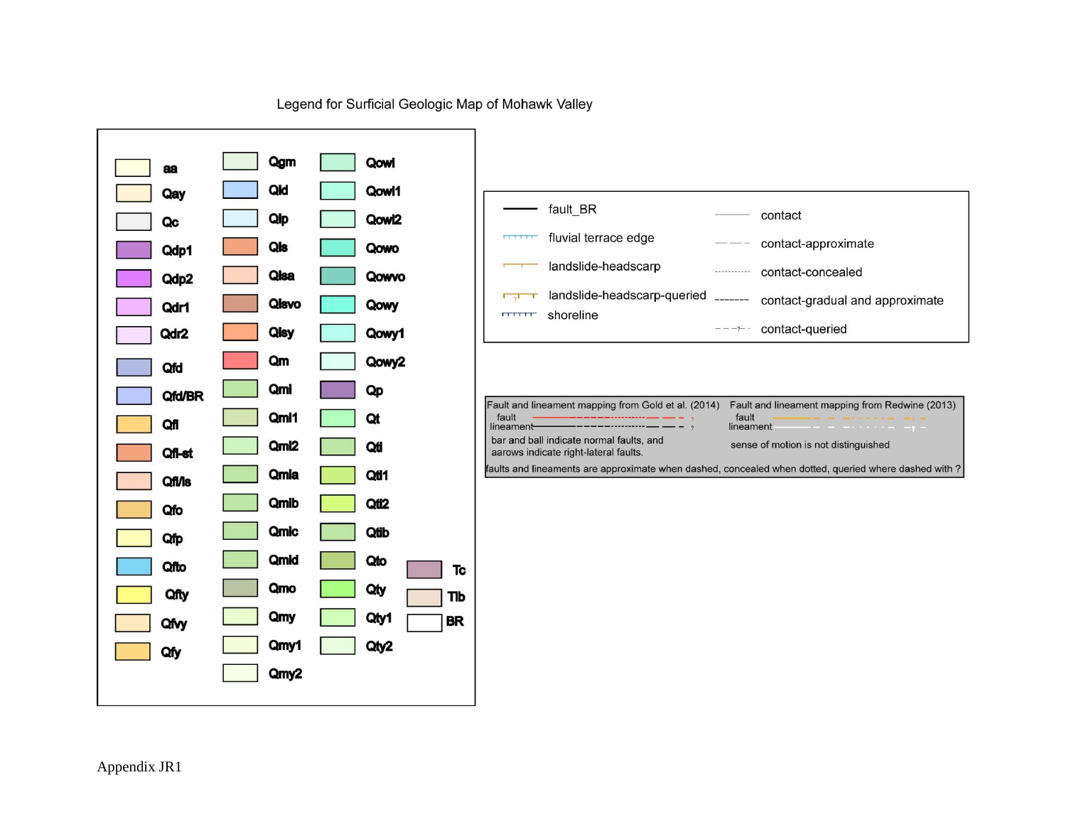Legend for Surficial Geologic Map of Mohawk Valley

aa
Qay
Qc
Qdp1
Qdp2
Qdr1
Qdr2
Qfd
Qfd/BR
Qfi
Qfi-st
Qfi/ls
Qfo
Qfp
Qfto
Qfty
Qfvy
Qfy
Qgm
Qld
Qlp
Qls
Qlsa
Qlsvo
Qlsy
Qm
Qmi
Qmi1
Qmi2
Qmia
Qmib
Qmic
Qmid
Qmo
Qmy
Qmy1
Qmy2
Qowi
Qowi1
Qowi2
Qowo
Qowvo
Qowy
Qowy1
Qowy2
Qp
Qt
Qti
Qti1
Qti2
Qtib
Qto
Qty
Qty1
Qty2
Tc
Tlb
BR

fault_BR
fluvial terrace edge
landslide-headscarp
landslide-headscarp-queried
shoreline
contact
contact-approximate
contact-concealed
contact-gradual and approximate
contact-queried

Fault and lineament mapping from Gold et al. (2014)
fault
lineament
bar and ball indicate normal faults, and aarows indicate right-lateral faults.

Fault and lineament mapping from Redwine (2013)
fault
lineament
sense of motion is not distinguished

faults and lineaments are approximate when dashed, concealed when dotted, queried where dashed with ?

Appendix JR1